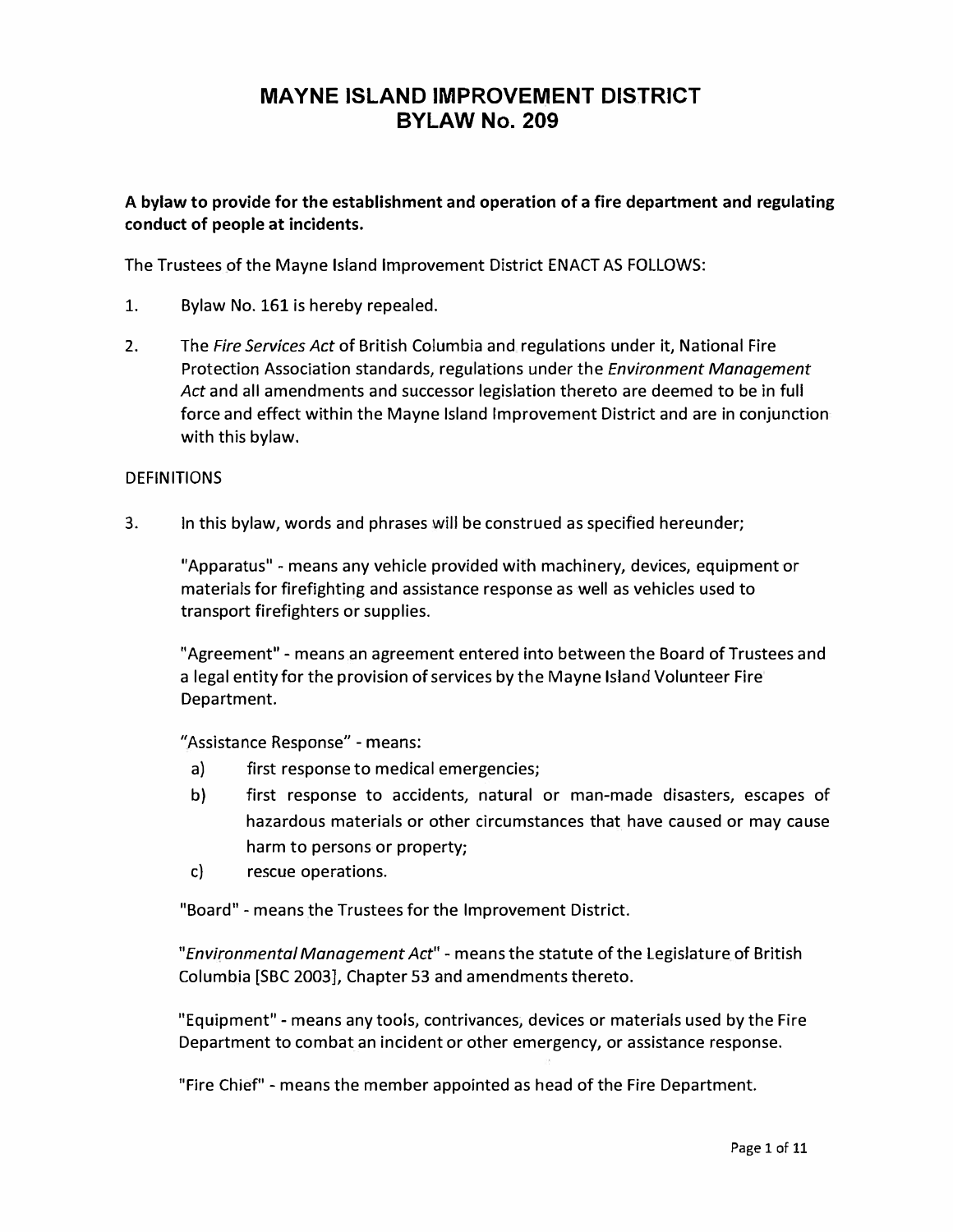# MAYNE ISLAND IMPROVEMENT DISTRICT
# BYLAW No. 209

**A bylaw to provide for the establishment and operation of a fire department and regulating conduct of people at incidents.**

The Trustees of the Mayne Island Improvement District ENACT AS FOLLOWS:

1. Bylaw No. 161 is hereby repealed.

2. The *Fire Services Act* of British Columbia and regulations under it, National Fire Protection Association standards, regulations under the *Environment Management Act* and all amendments and successor legislation thereto are deemed to be in full force and effect within the Mayne Island Improvement District and are in conjunction with this bylaw.

DEFINITIONS

3. In this bylaw, words and phrases will be construed as specified hereunder;

   "Apparatus" - means any vehicle provided with machinery, devices, equipment or materials for firefighting and assistance response as well as vehicles used to transport firefighters or supplies.

   "Agreement" - means an agreement entered into between the Board of Trustees and a legal entity for the provision of services by the Mayne Island Volunteer Fire Department.

   "Assistance Response" - means:

   a) first response to medical emergencies;
   b) first response to accidents, natural or man-made disasters, escapes of hazardous materials or other circumstances that have caused or may cause harm to persons or property;
   c) rescue operations.

   "Board" - means the Trustees for the Improvement District.

   "*Environmental Management Act*" - means the statute of the Legislature of British Columbia [SBC 2003], Chapter 53 and amendments thereto.

   "Equipment" - means any tools, contrivances, devices or materials used by the Fire Department to combat an incident or other emergency, or assistance response.

   "Fire Chief" - means the member appointed as head of the Fire Department.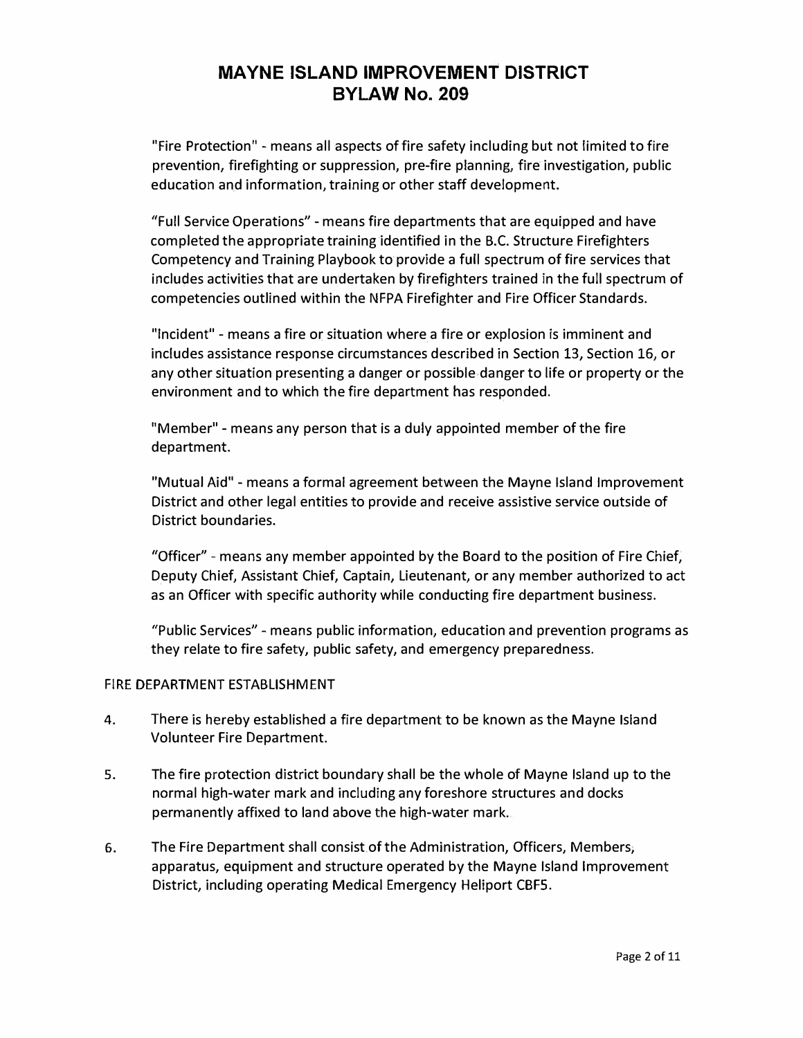"Fire Protection" - means all aspects of fire safety including but not limited to fire prevention, firefighting or suppression, pre-fire planning, fire investigation, public education and information, training or other staff development.

"Full Service Operations" - means fire departments that are equipped and have completed the appropriate training identified in the B.C. Structure Firefighters Competency and Training Playbook to provide a full spectrum of fire services that includes activities that are undertaken by firefighters trained in the full spectrum of competencies outlined within the NFPA Firefighter and Fire Officer Standards.

"Incident" - means a fire or situation where a fire or explosion is imminent and includes assistance response circumstances described in Section 13, Section 16, or any other situation presenting a danger or possible danger to life or property or the environment and to which the fire department has responded.

"Member" - means any person that is a duly appointed member of the fire department.

"Mutual Aid" - means a formal agreement between the Mayne Island Improvement District and other legal entities to provide and receive assistive service outside of District boundaries.

"Officer" - means any member appointed by the Board to the position of Fire Chief, Deputy Chief, Assistant Chief, Captain, Lieutenant, or any member authorized to act as an Officer with specific authority while conducting fire department business.

"Public Services" - means public information, education and prevention programs as they relate to fire safety, public safety, and emergency preparedness.

FIRE DEPARTMENT ESTABLISHMENT

4. There is hereby established a fire department to be known as the Mayne Island Volunteer Fire Department.

5. The fire protection district boundary shall be the whole of Mayne Island up to the normal high-water mark and including any foreshore structures and docks permanently affixed to land above the high-water mark.

6. The Fire Department shall consist of the Administration, Officers, Members, apparatus, equipment and structure operated by the Mayne Island Improvement District, including operating Medical Emergency Heliport CBF5.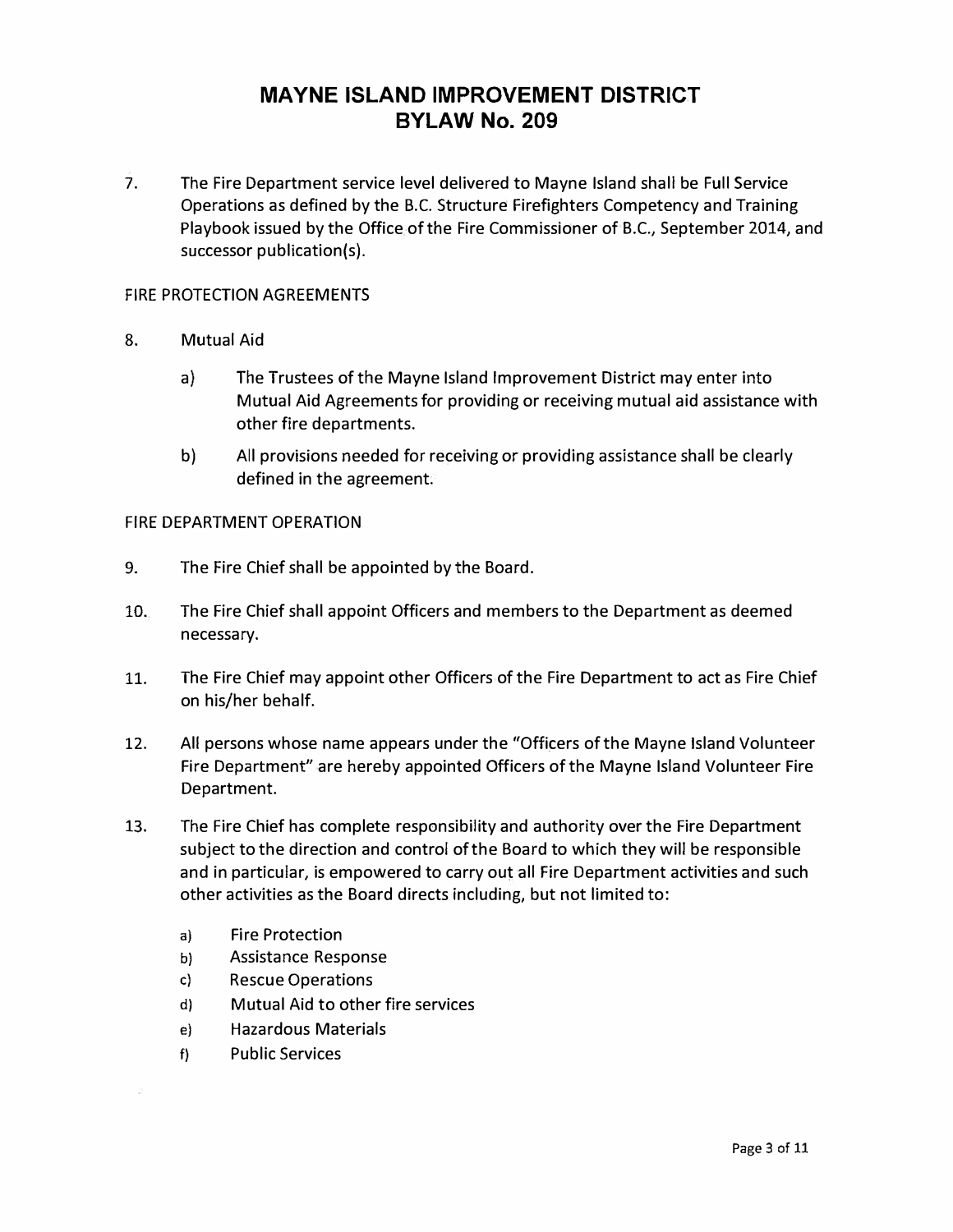# MAYNE ISLAND IMPROVEMENT DISTRICT
# BYLAW No. 209

7. The Fire Department service level delivered to Mayne Island shall be Full Service Operations as defined by the B.C. Structure Firefighters Competency and Training Playbook issued by the Office of the Fire Commissioner of B.C., September 2014, and successor publication(s).

FIRE PROTECTION AGREEMENTS

8. Mutual Aid

   a) The Trustees of the Mayne Island Improvement District may enter into Mutual Aid Agreements for providing or receiving mutual aid assistance with other fire departments.

   b) All provisions needed for receiving or providing assistance shall be clearly defined in the agreement.

FIRE DEPARTMENT OPERATION

9. The Fire Chief shall be appointed by the Board.

10. The Fire Chief shall appoint Officers and members to the Department as deemed necessary.

11. The Fire Chief may appoint other Officers of the Fire Department to act as Fire Chief on his/her behalf.

12. All persons whose name appears under the "Officers of the Mayne Island Volunteer Fire Department" are hereby appointed Officers of the Mayne Island Volunteer Fire Department.

13. The Fire Chief has complete responsibility and authority over the Fire Department subject to the direction and control of the Board to which they will be responsible and in particular, is empowered to carry out all Fire Department activities and such other activities as the Board directs including, but not limited to:

   a) Fire Protection
   b) Assistance Response
   c) Rescue Operations
   d) Mutual Aid to other fire services
   e) Hazardous Materials
   f) Public Services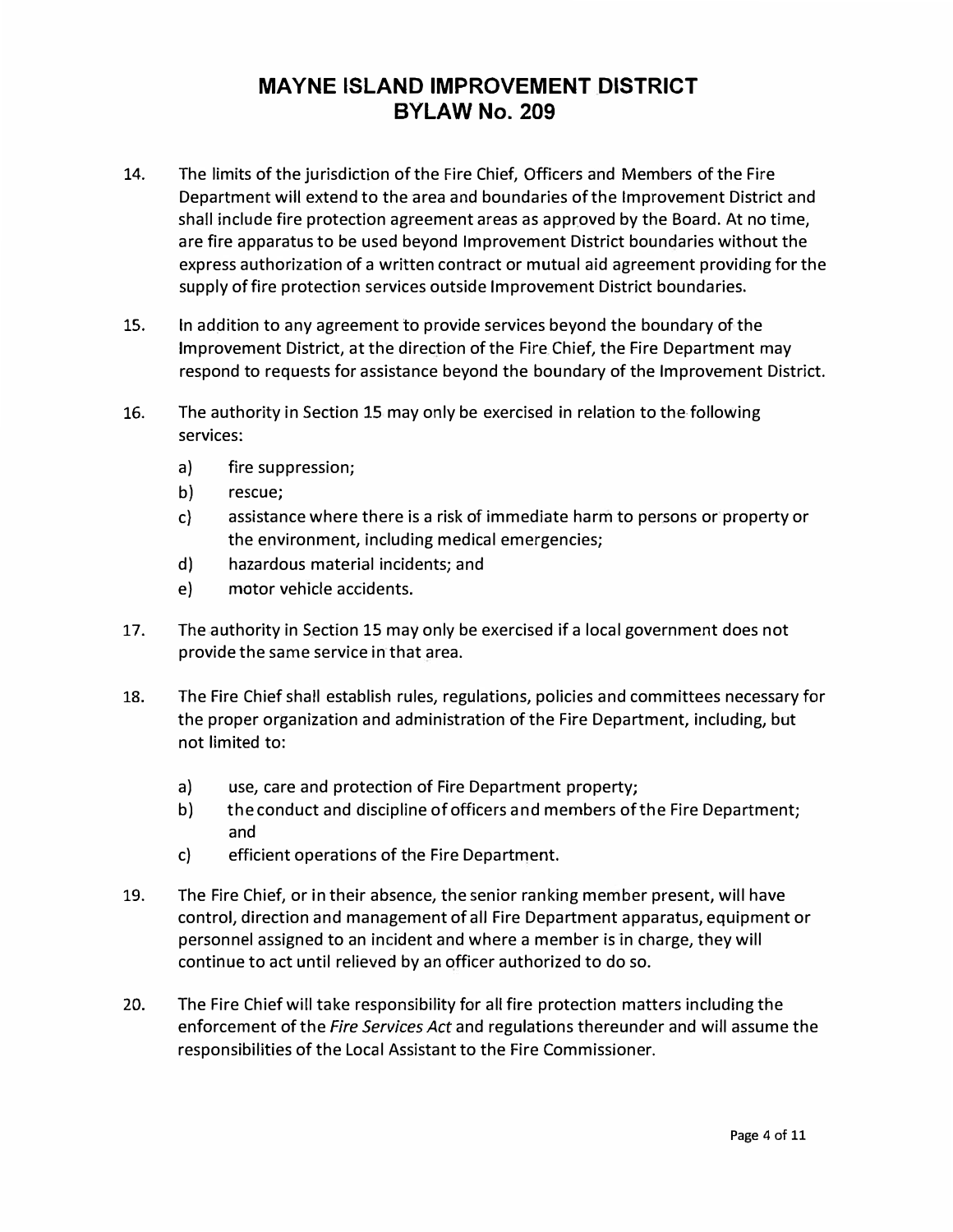# MAYNE ISLAND IMPROVEMENT DISTRICT
# BYLAW No. 209

14. The limits of the jurisdiction of the Fire Chief, Officers and Members of the Fire Department will extend to the area and boundaries of the Improvement District and shall include fire protection agreement areas as approved by the Board. At no time, are fire apparatus to be used beyond Improvement District boundaries without the express authorization of a written contract or mutual aid agreement providing for the supply of fire protection services outside Improvement District boundaries.

15. In addition to any agreement to provide services beyond the boundary of the Improvement District, at the direction of the Fire Chief, the Fire Department may respond to requests for assistance beyond the boundary of the Improvement District.

16. The authority in Section 15 may only be exercised in relation to the following services:

    a) fire suppression;
    b) rescue;
    c) assistance where there is a risk of immediate harm to persons or property or the environment, including medical emergencies;
    d) hazardous material incidents; and
    e) motor vehicle accidents.

17. The authority in Section 15 may only be exercised if a local government does not provide the same service in that area.

18. The Fire Chief shall establish rules, regulations, policies and committees necessary for the proper organization and administration of the Fire Department, including, but not limited to:

    a) use, care and protection of Fire Department property;
    b) the conduct and discipline of officers and members of the Fire Department; and
    c) efficient operations of the Fire Department.

19. The Fire Chief, or in their absence, the senior ranking member present, will have control, direction and management of all Fire Department apparatus, equipment or personnel assigned to an incident and where a member is in charge, they will continue to act until relieved by an officer authorized to do so.

20. The Fire Chief will take responsibility for all fire protection matters including the enforcement of the *Fire Services Act* and regulations thereunder and will assume the responsibilities of the Local Assistant to the Fire Commissioner.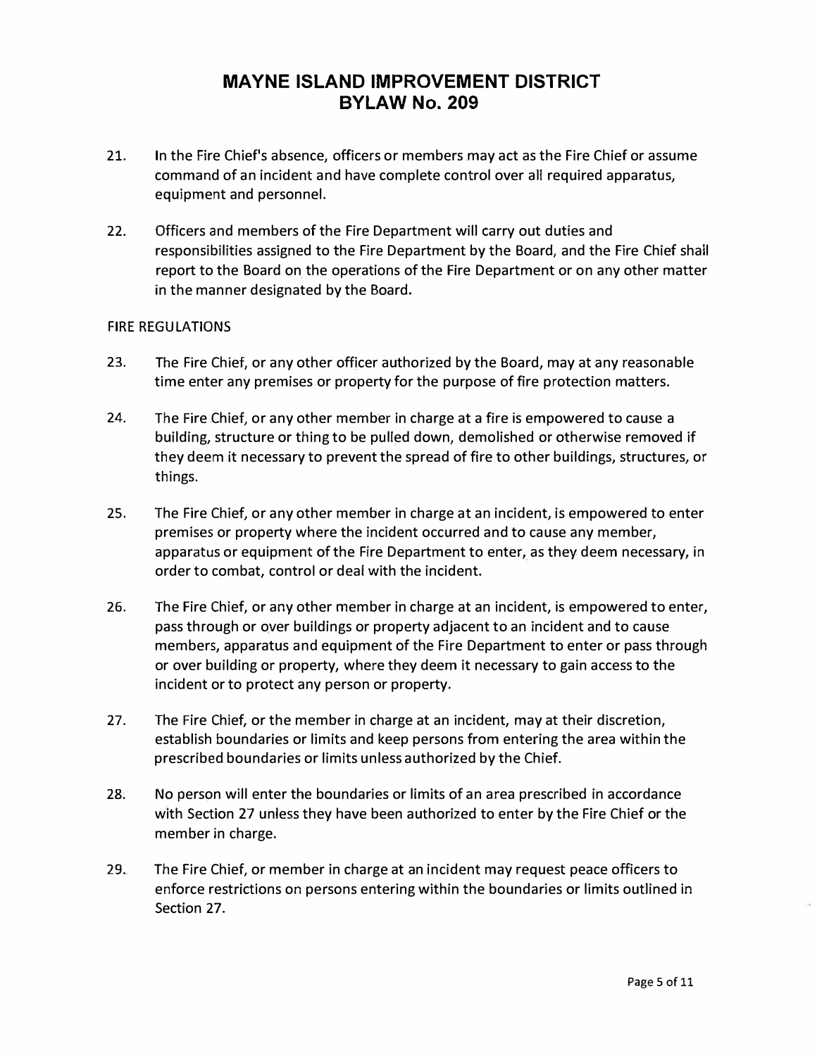# MAYNE ISLAND IMPROVEMENT DISTRICT
# BYLAW No. 209

21. In the Fire Chief's absence, officers or members may act as the Fire Chief or assume command of an incident and have complete control over all required apparatus, equipment and personnel.

22. Officers and members of the Fire Department will carry out duties and responsibilities assigned to the Fire Department by the Board, and the Fire Chief shall report to the Board on the operations of the Fire Department or on any other matter in the manner designated by the Board.

FIRE REGULATIONS

23. The Fire Chief, or any other officer authorized by the Board, may at any reasonable time enter any premises or property for the purpose of fire protection matters.

24. The Fire Chief, or any other member in charge at a fire is empowered to cause a building, structure or thing to be pulled down, demolished or otherwise removed if they deem it necessary to prevent the spread of fire to other buildings, structures, or things.

25. The Fire Chief, or any other member in charge at an incident, is empowered to enter premises or property where the incident occurred and to cause any member, apparatus or equipment of the Fire Department to enter, as they deem necessary, in order to combat, control or deal with the incident.

26. The Fire Chief, or any other member in charge at an incident, is empowered to enter, pass through or over buildings or property adjacent to an incident and to cause members, apparatus and equipment of the Fire Department to enter or pass through or over building or property, where they deem it necessary to gain access to the incident or to protect any person or property.

27. The Fire Chief, or the member in charge at an incident, may at their discretion, establish boundaries or limits and keep persons from entering the area within the prescribed boundaries or limits unless authorized by the Chief.

28. No person will enter the boundaries or limits of an area prescribed in accordance with Section 27 unless they have been authorized to enter by the Fire Chief or the member in charge.

29. The Fire Chief, or member in charge at an incident may request peace officers to enforce restrictions on persons entering within the boundaries or limits outlined in Section 27.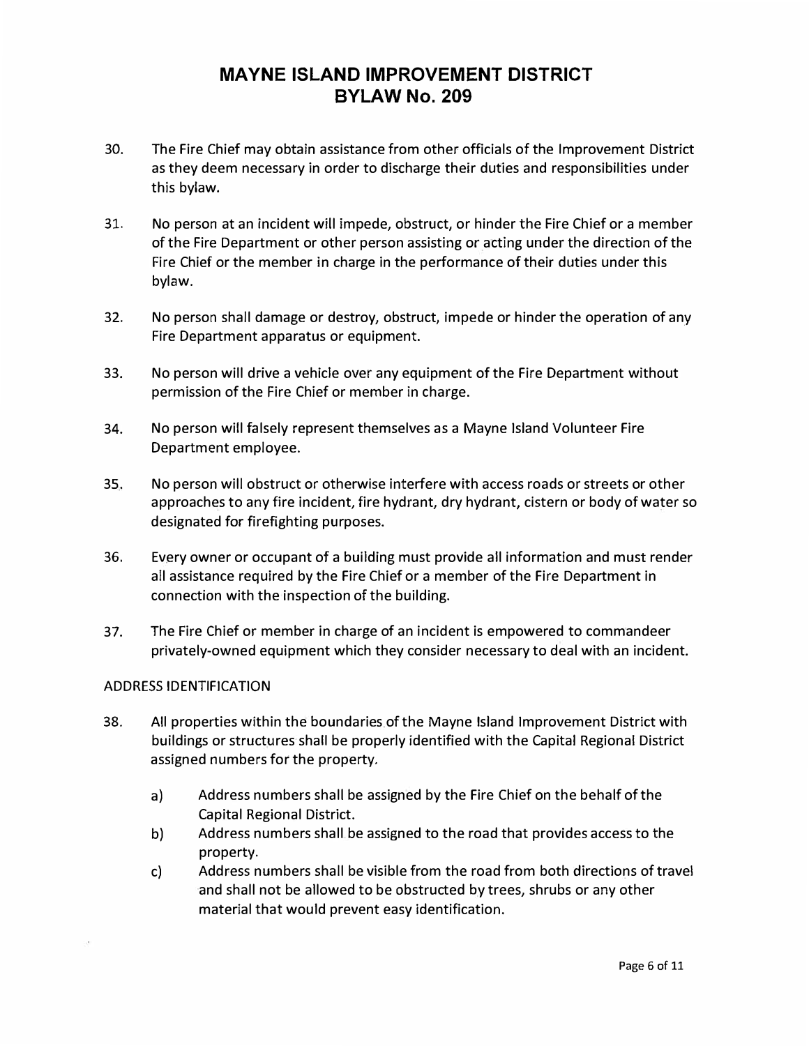30. The Fire Chief may obtain assistance from other officials of the Improvement District as they deem necessary in order to discharge their duties and responsibilities under this bylaw.

31. No person at an incident will impede, obstruct, or hinder the Fire Chief or a member of the Fire Department or other person assisting or acting under the direction of the Fire Chief or the member in charge in the performance of their duties under this bylaw.

32. No person shall damage or destroy, obstruct, impede or hinder the operation of any Fire Department apparatus or equipment.

33. No person will drive a vehicle over any equipment of the Fire Department without permission of the Fire Chief or member in charge.

34. No person will falsely represent themselves as a Mayne Island Volunteer Fire Department employee.

35. No person will obstruct or otherwise interfere with access roads or streets or other approaches to any fire incident, fire hydrant, dry hydrant, cistern or body of water so designated for firefighting purposes.

36. Every owner or occupant of a building must provide all information and must render all assistance required by the Fire Chief or a member of the Fire Department in connection with the inspection of the building.

37. The Fire Chief or member in charge of an incident is empowered to commandeer privately-owned equipment which they consider necessary to deal with an incident.

ADDRESS IDENTIFICATION

38. All properties within the boundaries of the Mayne Island Improvement District with buildings or structures shall be properly identified with the Capital Regional District assigned numbers for the property.

    a) Address numbers shall be assigned by the Fire Chief on the behalf of the Capital Regional District.
    b) Address numbers shall be assigned to the road that provides access to the property.
    c) Address numbers shall be visible from the road from both directions of travel and shall not be allowed to be obstructed by trees, shrubs or any other material that would prevent easy identification.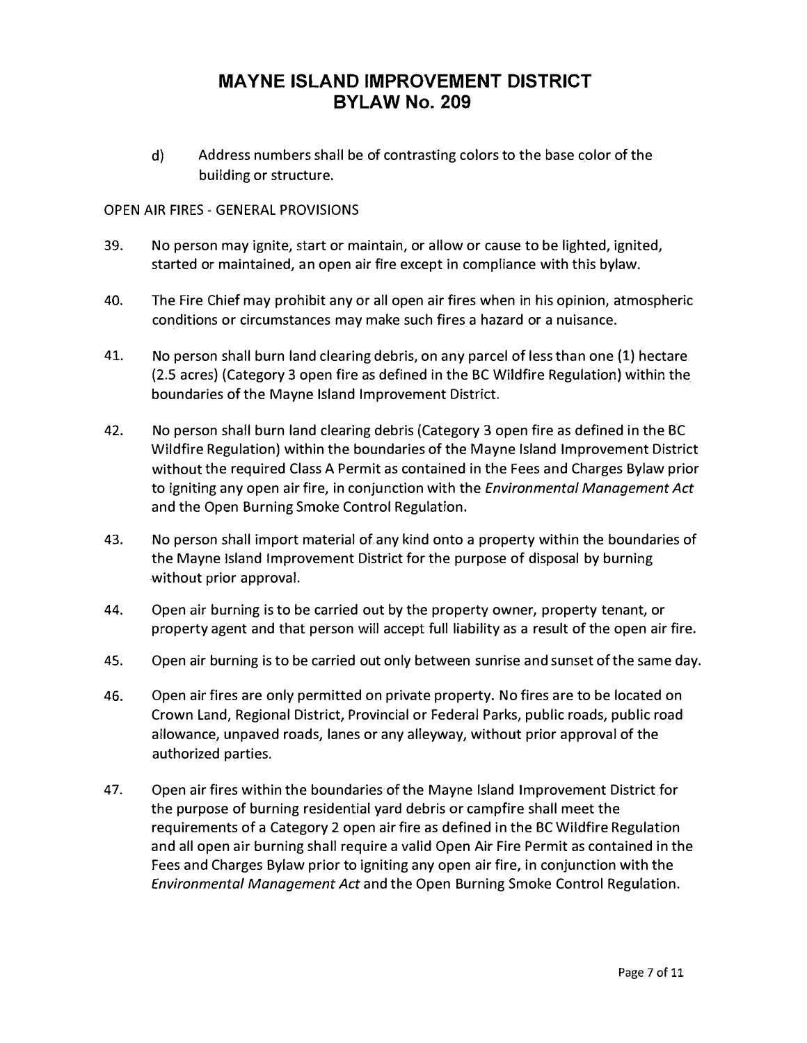d) Address numbers shall be of contrasting colors to the base color of the building or structure.

OPEN AIR FIRES - GENERAL PROVISIONS

39. No person may ignite, start or maintain, or allow or cause to be lighted, ignited, started or maintained, an open air fire except in compliance with this bylaw.

40. The Fire Chief may prohibit any or all open air fires when in his opinion, atmospheric conditions or circumstances may make such fires a hazard or a nuisance.

41. No person shall burn land clearing debris, on any parcel of less than one (1) hectare (2.5 acres) (Category 3 open fire as defined in the BC Wildfire Regulation) within the boundaries of the Mayne Island Improvement District.

42. No person shall burn land clearing debris (Category 3 open fire as defined in the BC Wildfire Regulation) within the boundaries of the Mayne Island Improvement District without the required Class A Permit as contained in the Fees and Charges Bylaw prior to igniting any open air fire, in conjunction with the *Environmental Management Act* and the Open Burning Smoke Control Regulation.

43. No person shall import material of any kind onto a property within the boundaries of the Mayne Island Improvement District for the purpose of disposal by burning without prior approval.

44. Open air burning is to be carried out by the property owner, property tenant, or property agent and that person will accept full liability as a result of the open air fire.

45. Open air burning is to be carried out only between sunrise and sunset of the same day.

46. Open air fires are only permitted on private property. No fires are to be located on Crown Land, Regional District, Provincial or Federal Parks, public roads, public road allowance, unpaved roads, lanes or any alleyway, without prior approval of the authorized parties.

47. Open air fires within the boundaries of the Mayne Island Improvement District for the purpose of burning residential yard debris or campfire shall meet the requirements of a Category 2 open air fire as defined in the BC Wildfire Regulation and all open air burning shall require a valid Open Air Fire Permit as contained in the Fees and Charges Bylaw prior to igniting any open air fire, in conjunction with the *Environmental Management Act* and the Open Burning Smoke Control Regulation.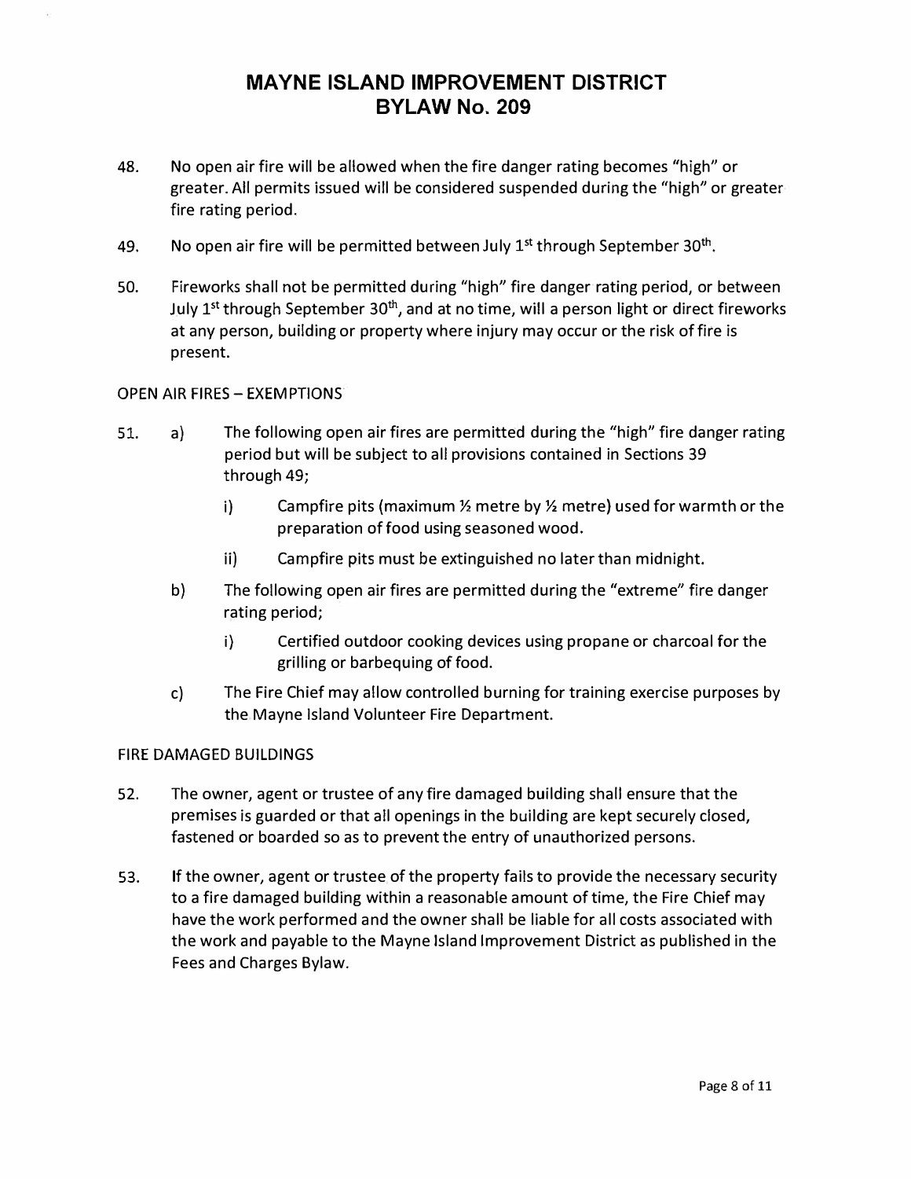# MAYNE ISLAND IMPROVEMENT DISTRICT
# BYLAW No. 209

48. No open air fire will be allowed when the fire danger rating becomes "high" or greater. All permits issued will be considered suspended during the "high" or greater fire rating period.

49. No open air fire will be permitted between July 1st through September 30th.

50. Fireworks shall not be permitted during "high" fire danger rating period, or between July 1st through September 30th, and at no time, will a person light or direct fireworks at any person, building or property where injury may occur or the risk of fire is present.

OPEN AIR FIRES – EXEMPTIONS

51. a) The following open air fires are permitted during the "high" fire danger rating period but will be subject to all provisions contained in Sections 39 through 49;

    i) Campfire pits (maximum ½ metre by ½ metre) used for warmth or the preparation of food using seasoned wood.

    ii) Campfire pits must be extinguished no later than midnight.

    b) The following open air fires are permitted during the "extreme" fire danger rating period;

    i) Certified outdoor cooking devices using propane or charcoal for the grilling or barbequing of food.

    c) The Fire Chief may allow controlled burning for training exercise purposes by the Mayne Island Volunteer Fire Department.

FIRE DAMAGED BUILDINGS

52. The owner, agent or trustee of any fire damaged building shall ensure that the premises is guarded or that all openings in the building are kept securely closed, fastened or boarded so as to prevent the entry of unauthorized persons.

53. If the owner, agent or trustee of the property fails to provide the necessary security to a fire damaged building within a reasonable amount of time, the Fire Chief may have the work performed and the owner shall be liable for all costs associated with the work and payable to the Mayne Island Improvement District as published in the Fees and Charges Bylaw.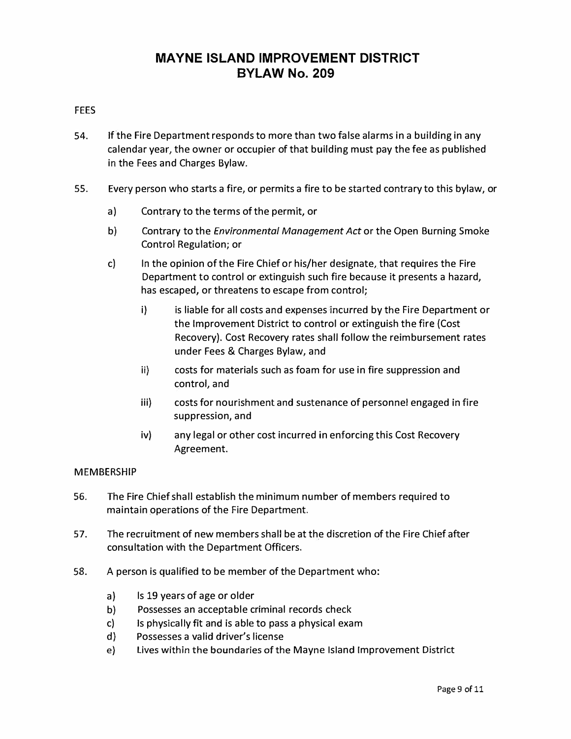# MAYNE ISLAND IMPROVEMENT DISTRICT
# BYLAW No. 209

FEES

54. If the Fire Department responds to more than two false alarms in a building in any calendar year, the owner or occupier of that building must pay the fee as published in the Fees and Charges Bylaw.

55. Every person who starts a fire, or permits a fire to be started contrary to this bylaw, or

    a) Contrary to the terms of the permit, or

    b) Contrary to the *Environmental Management Act* or the Open Burning Smoke Control Regulation; or

    c) In the opinion of the Fire Chief or his/her designate, that requires the Fire Department to control or extinguish such fire because it presents a hazard, has escaped, or threatens to escape from control;

        i) is liable for all costs and expenses incurred by the Fire Department or the Improvement District to control or extinguish the fire (Cost Recovery). Cost Recovery rates shall follow the reimbursement rates under Fees & Charges Bylaw, and

        ii) costs for materials such as foam for use in fire suppression and control, and

        iii) costs for nourishment and sustenance of personnel engaged in fire suppression, and

        iv) any legal or other cost incurred in enforcing this Cost Recovery Agreement.

MEMBERSHIP

56. The Fire Chief shall establish the minimum number of members required to maintain operations of the Fire Department.

57. The recruitment of new members shall be at the discretion of the Fire Chief after consultation with the Department Officers.

58. A person is qualified to be member of the Department who:

    a) Is 19 years of age or older
    b) Possesses an acceptable criminal records check
    c) Is physically fit and is able to pass a physical exam
    d) Possesses a valid driver's license
    e) Lives within the boundaries of the Mayne Island Improvement District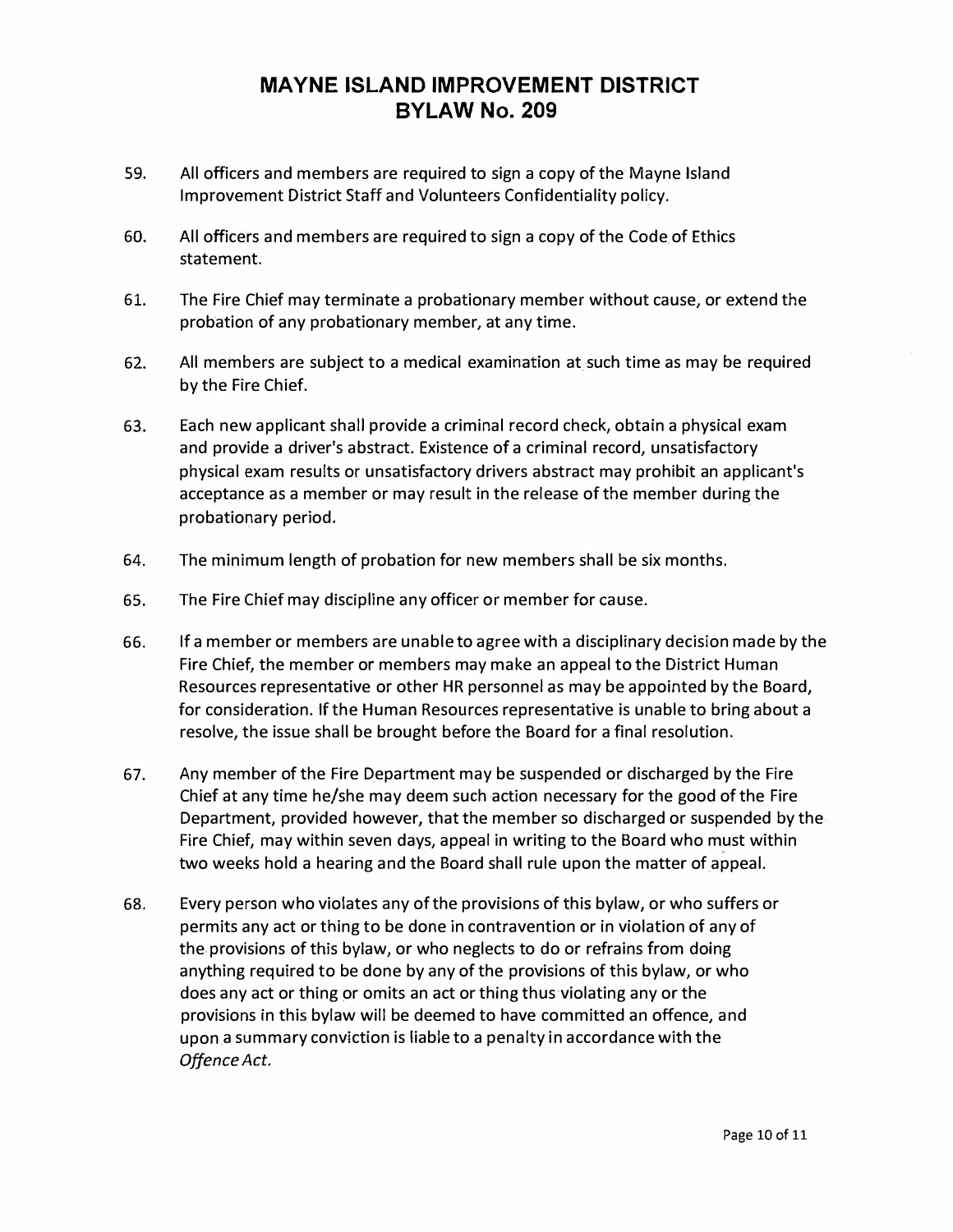# MAYNE ISLAND IMPROVEMENT DISTRICT
# BYLAW No. 209

59. All officers and members are required to sign a copy of the Mayne Island Improvement District Staff and Volunteers Confidentiality policy.

60. All officers and members are required to sign a copy of the Code of Ethics statement.

61. The Fire Chief may terminate a probationary member without cause, or extend the probation of any probationary member, at any time.

62. All members are subject to a medical examination at such time as may be required by the Fire Chief.

63. Each new applicant shall provide a criminal record check, obtain a physical exam and provide a driver's abstract. Existence of a criminal record, unsatisfactory physical exam results or unsatisfactory drivers abstract may prohibit an applicant's acceptance as a member or may result in the release of the member during the probationary period.

64. The minimum length of probation for new members shall be six months.

65. The Fire Chief may discipline any officer or member for cause.

66. If a member or members are unable to agree with a disciplinary decision made by the Fire Chief, the member or members may make an appeal to the District Human Resources representative or other HR personnel as may be appointed by the Board, for consideration. If the Human Resources representative is unable to bring about a resolve, the issue shall be brought before the Board for a final resolution.

67. Any member of the Fire Department may be suspended or discharged by the Fire Chief at any time he/she may deem such action necessary for the good of the Fire Department, provided however, that the member so discharged or suspended by the Fire Chief, may within seven days, appeal in writing to the Board who must within two weeks hold a hearing and the Board shall rule upon the matter of appeal.

68. Every person who violates any of the provisions of this bylaw, or who suffers or permits any act or thing to be done in contravention or in violation of any of the provisions of this bylaw, or who neglects to do or refrains from doing anything required to be done by any of the provisions of this bylaw, or who does any act or thing or omits an act or thing thus violating any or the provisions in this bylaw will be deemed to have committed an offence, and upon a summary conviction is liable to a penalty in accordance with the *Offence Act.*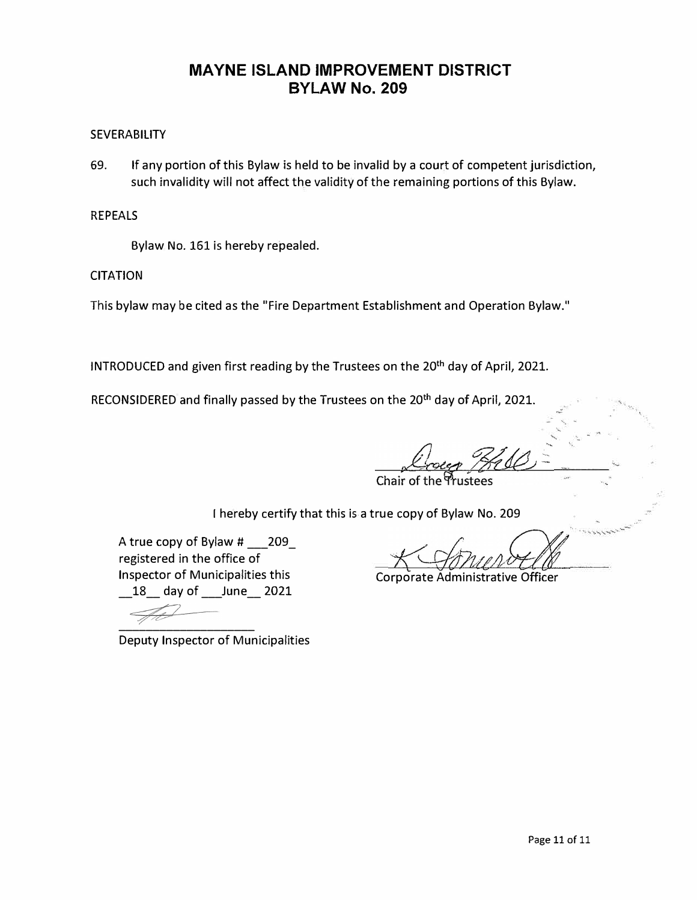# MAYNE ISLAND IMPROVEMENT DISTRICT
## BYLAW No. 209

SEVERABILITY

69. If any portion of this Bylaw is held to be invalid by a court of competent jurisdiction, such invalidity will not affect the validity of the remaining portions of this Bylaw.

REPEALS

Bylaw No. 161 is hereby repealed.

CITATION

This bylaw may be cited as the "Fire Department Establishment and Operation Bylaw."

INTRODUCED and given first reading by the Trustees on the 20th day of April, 2021.

RECONSIDERED and finally passed by the Trustees on the 20th day of April, 2021.

Chair of the Trustees

I hereby certify that this is a true copy of Bylaw No. 209

Corporate Administrative Officer

A true copy of Bylaw # ___209_
registered in the office of
Inspector of Municipalities this
__18__ day of ___June__ 2021

Deputy Inspector of Municipalities